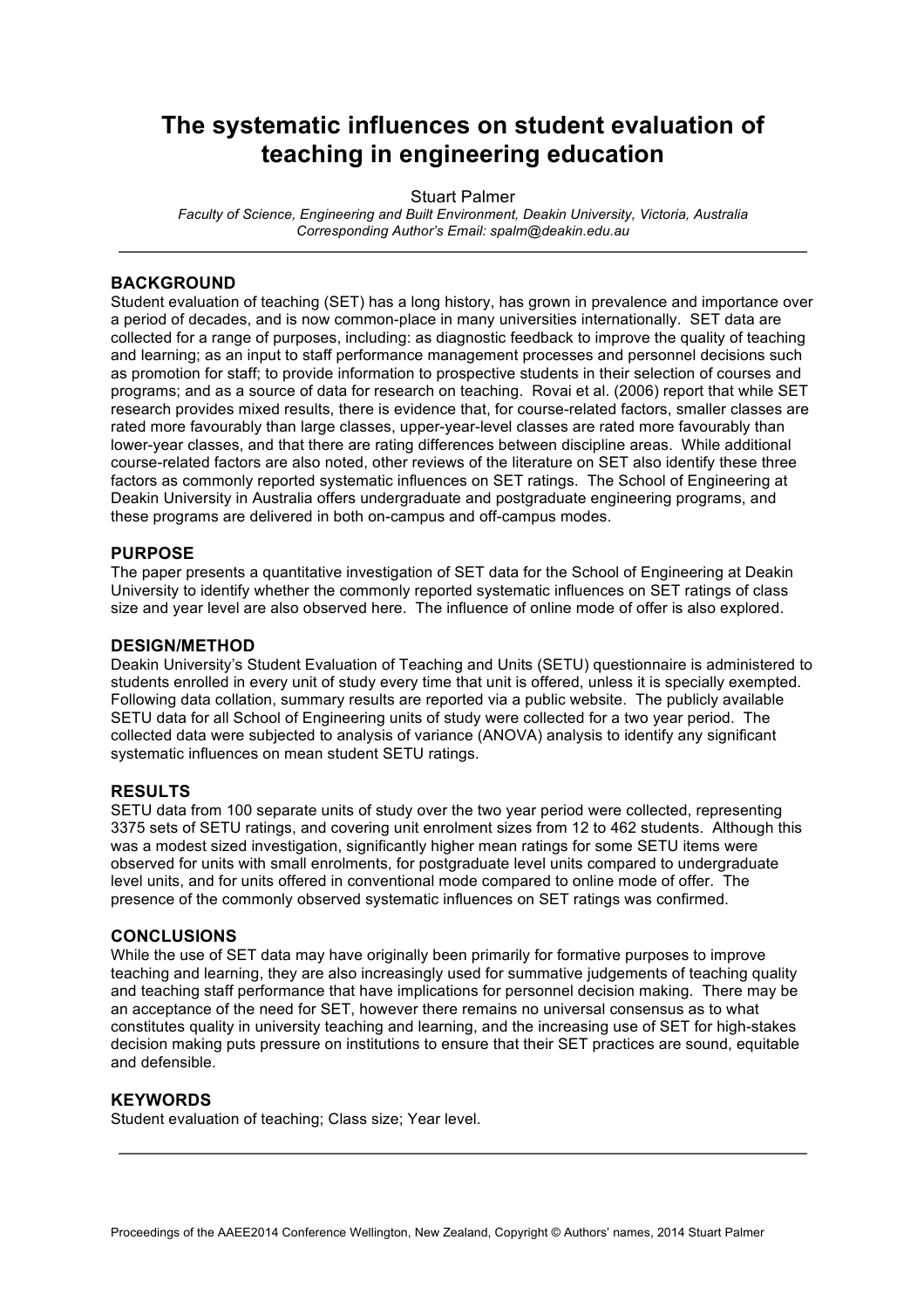# The systematic influences on student evaluation of teaching in engineering education

Stuart Palmer

*Faculty of Science, Engineering and Built Environment, Deakin University, Victoria, Australia*
*Corresponding Author's Email: spalm@deakin.edu.au*

## BACKGROUND

Student evaluation of teaching (SET) has a long history, has grown in prevalence and importance over a period of decades, and is now common-place in many universities internationally. SET data are collected for a range of purposes, including: as diagnostic feedback to improve the quality of teaching and learning; as an input to staff performance management processes and personnel decisions such as promotion for staff; to provide information to prospective students in their selection of courses and programs; and as a source of data for research on teaching. Rovai et al. (2006) report that while SET research provides mixed results, there is evidence that, for course-related factors, smaller classes are rated more favourably than large classes, upper-year-level classes are rated more favourably than lower-year classes, and that there are rating differences between discipline areas. While additional course-related factors are also noted, other reviews of the literature on SET also identify these three factors as commonly reported systematic influences on SET ratings. The School of Engineering at Deakin University in Australia offers undergraduate and postgraduate engineering programs, and these programs are delivered in both on-campus and off-campus modes.

## PURPOSE

The paper presents a quantitative investigation of SET data for the School of Engineering at Deakin University to identify whether the commonly reported systematic influences on SET ratings of class size and year level are also observed here. The influence of online mode of offer is also explored.

## DESIGN/METHOD

Deakin University's Student Evaluation of Teaching and Units (SETU) questionnaire is administered to students enrolled in every unit of study every time that unit is offered, unless it is specially exempted. Following data collation, summary results are reported via a public website. The publicly available SETU data for all School of Engineering units of study were collected for a two year period. The collected data were subjected to analysis of variance (ANOVA) analysis to identify any significant systematic influences on mean student SETU ratings.

## RESULTS

SETU data from 100 separate units of study over the two year period were collected, representing 3375 sets of SETU ratings, and covering unit enrolment sizes from 12 to 462 students. Although this was a modest sized investigation, significantly higher mean ratings for some SETU items were observed for units with small enrolments, for postgraduate level units compared to undergraduate level units, and for units offered in conventional mode compared to online mode of offer. The presence of the commonly observed systematic influences on SET ratings was confirmed.

## CONCLUSIONS

While the use of SET data may have originally been primarily for formative purposes to improve teaching and learning, they are also increasingly used for summative judgements of teaching quality and teaching staff performance that have implications for personnel decision making. There may be an acceptance of the need for SET, however there remains no universal consensus as to what constitutes quality in university teaching and learning, and the increasing use of SET for high-stakes decision making puts pressure on institutions to ensure that their SET practices are sound, equitable and defensible.

## KEYWORDS

Student evaluation of teaching; Class size; Year level.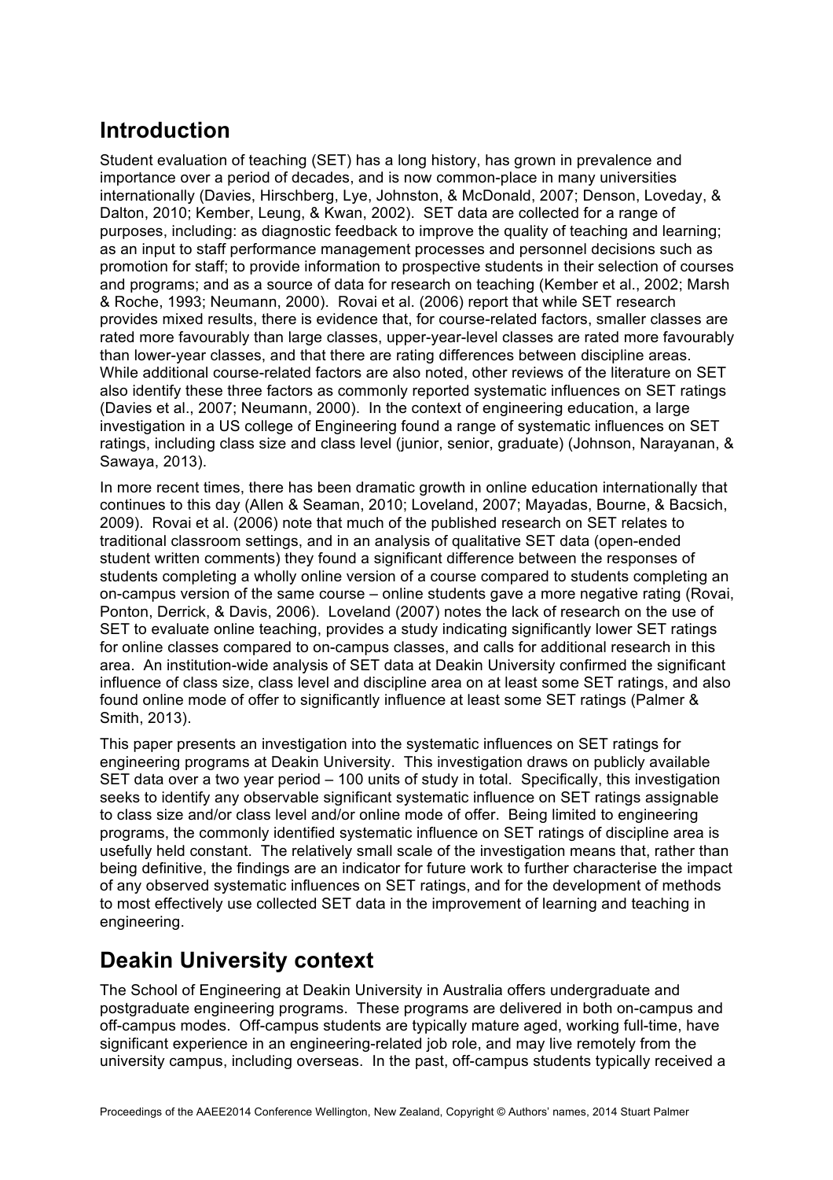## Introduction

Student evaluation of teaching (SET) has a long history, has grown in prevalence and importance over a period of decades, and is now common-place in many universities internationally (Davies, Hirschberg, Lye, Johnston, & McDonald, 2007; Denson, Loveday, & Dalton, 2010; Kember, Leung, & Kwan, 2002). SET data are collected for a range of purposes, including: as diagnostic feedback to improve the quality of teaching and learning; as an input to staff performance management processes and personnel decisions such as promotion for staff; to provide information to prospective students in their selection of courses and programs; and as a source of data for research on teaching (Kember et al., 2002; Marsh & Roche, 1993; Neumann, 2000). Rovai et al. (2006) report that while SET research provides mixed results, there is evidence that, for course-related factors, smaller classes are rated more favourably than large classes, upper-year-level classes are rated more favourably than lower-year classes, and that there are rating differences between discipline areas. While additional course-related factors are also noted, other reviews of the literature on SET also identify these three factors as commonly reported systematic influences on SET ratings (Davies et al., 2007; Neumann, 2000). In the context of engineering education, a large investigation in a US college of Engineering found a range of systematic influences on SET ratings, including class size and class level (junior, senior, graduate) (Johnson, Narayanan, & Sawaya, 2013).

In more recent times, there has been dramatic growth in online education internationally that continues to this day (Allen & Seaman, 2010; Loveland, 2007; Mayadas, Bourne, & Bacsich, 2009). Rovai et al. (2006) note that much of the published research on SET relates to traditional classroom settings, and in an analysis of qualitative SET data (open-ended student written comments) they found a significant difference between the responses of students completing a wholly online version of a course compared to students completing an on-campus version of the same course – online students gave a more negative rating (Rovai, Ponton, Derrick, & Davis, 2006). Loveland (2007) notes the lack of research on the use of SET to evaluate online teaching, provides a study indicating significantly lower SET ratings for online classes compared to on-campus classes, and calls for additional research in this area. An institution-wide analysis of SET data at Deakin University confirmed the significant influence of class size, class level and discipline area on at least some SET ratings, and also found online mode of offer to significantly influence at least some SET ratings (Palmer & Smith, 2013).

This paper presents an investigation into the systematic influences on SET ratings for engineering programs at Deakin University. This investigation draws on publicly available SET data over a two year period – 100 units of study in total. Specifically, this investigation seeks to identify any observable significant systematic influence on SET ratings assignable to class size and/or class level and/or online mode of offer. Being limited to engineering programs, the commonly identified systematic influence on SET ratings of discipline area is usefully held constant. The relatively small scale of the investigation means that, rather than being definitive, the findings are an indicator for future work to further characterise the impact of any observed systematic influences on SET ratings, and for the development of methods to most effectively use collected SET data in the improvement of learning and teaching in engineering.

## Deakin University context

The School of Engineering at Deakin University in Australia offers undergraduate and postgraduate engineering programs. These programs are delivered in both on-campus and off-campus modes. Off-campus students are typically mature aged, working full-time, have significant experience in an engineering-related job role, and may live remotely from the university campus, including overseas. In the past, off-campus students typically received a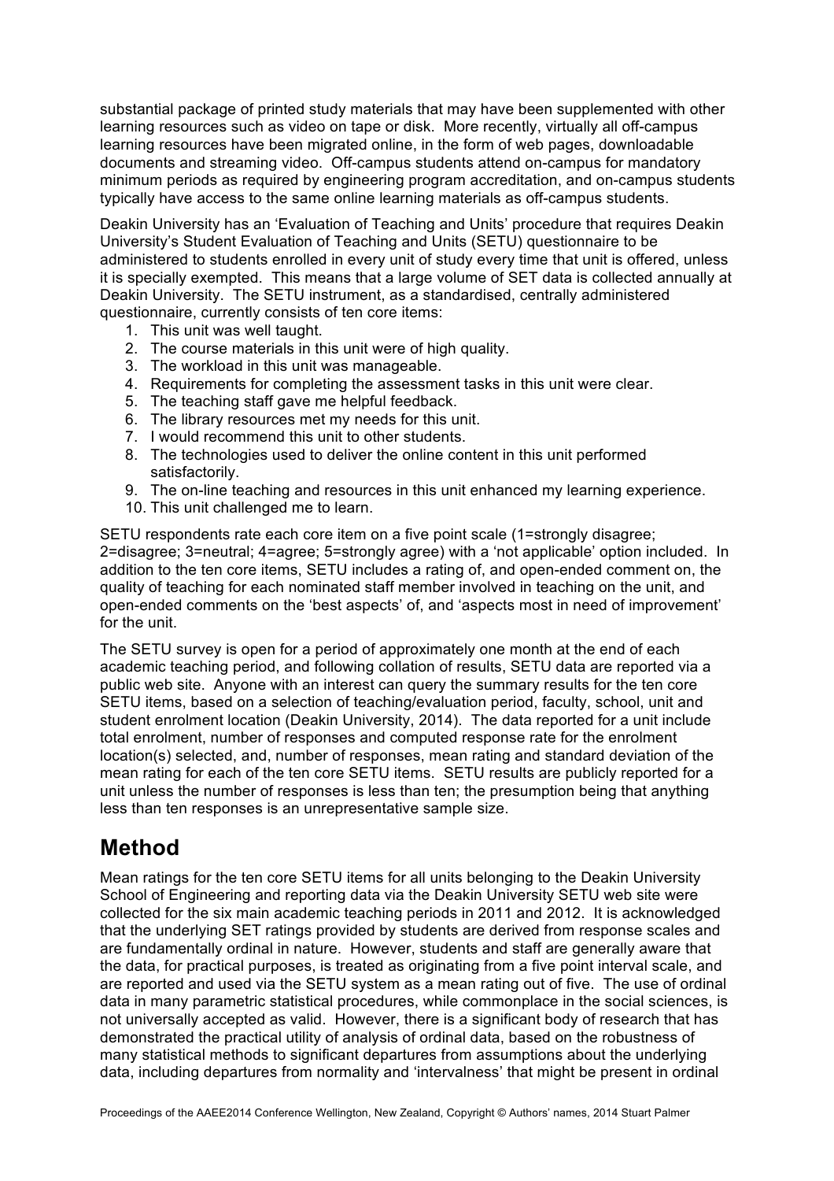substantial package of printed study materials that may have been supplemented with other learning resources such as video on tape or disk. More recently, virtually all off-campus learning resources have been migrated online, in the form of web pages, downloadable documents and streaming video. Off-campus students attend on-campus for mandatory minimum periods as required by engineering program accreditation, and on-campus students typically have access to the same online learning materials as off-campus students.

Deakin University has an 'Evaluation of Teaching and Units' procedure that requires Deakin University's Student Evaluation of Teaching and Units (SETU) questionnaire to be administered to students enrolled in every unit of study every time that unit is offered, unless it is specially exempted. This means that a large volume of SET data is collected annually at Deakin University. The SETU instrument, as a standardised, centrally administered questionnaire, currently consists of ten core items:

1. This unit was well taught.
2. The course materials in this unit were of high quality.
3. The workload in this unit was manageable.
4. Requirements for completing the assessment tasks in this unit were clear.
5. The teaching staff gave me helpful feedback.
6. The library resources met my needs for this unit.
7. I would recommend this unit to other students.
8. The technologies used to deliver the online content in this unit performed satisfactorily.
9. The on-line teaching and resources in this unit enhanced my learning experience.
10. This unit challenged me to learn.

SETU respondents rate each core item on a five point scale (1=strongly disagree; 2=disagree; 3=neutral; 4=agree; 5=strongly agree) with a 'not applicable' option included. In addition to the ten core items, SETU includes a rating of, and open-ended comment on, the quality of teaching for each nominated staff member involved in teaching on the unit, and open-ended comments on the 'best aspects' of, and 'aspects most in need of improvement' for the unit.

The SETU survey is open for a period of approximately one month at the end of each academic teaching period, and following collation of results, SETU data are reported via a public web site. Anyone with an interest can query the summary results for the ten core SETU items, based on a selection of teaching/evaluation period, faculty, school, unit and student enrolment location (Deakin University, 2014). The data reported for a unit include total enrolment, number of responses and computed response rate for the enrolment location(s) selected, and, number of responses, mean rating and standard deviation of the mean rating for each of the ten core SETU items. SETU results are publicly reported for a unit unless the number of responses is less than ten; the presumption being that anything less than ten responses is an unrepresentative sample size.

## Method

Mean ratings for the ten core SETU items for all units belonging to the Deakin University School of Engineering and reporting data via the Deakin University SETU web site were collected for the six main academic teaching periods in 2011 and 2012. It is acknowledged that the underlying SET ratings provided by students are derived from response scales and are fundamentally ordinal in nature. However, students and staff are generally aware that the data, for practical purposes, is treated as originating from a five point interval scale, and are reported and used via the SETU system as a mean rating out of five. The use of ordinal data in many parametric statistical procedures, while commonplace in the social sciences, is not universally accepted as valid. However, there is a significant body of research that has demonstrated the practical utility of analysis of ordinal data, based on the robustness of many statistical methods to significant departures from assumptions about the underlying data, including departures from normality and 'intervalness' that might be present in ordinal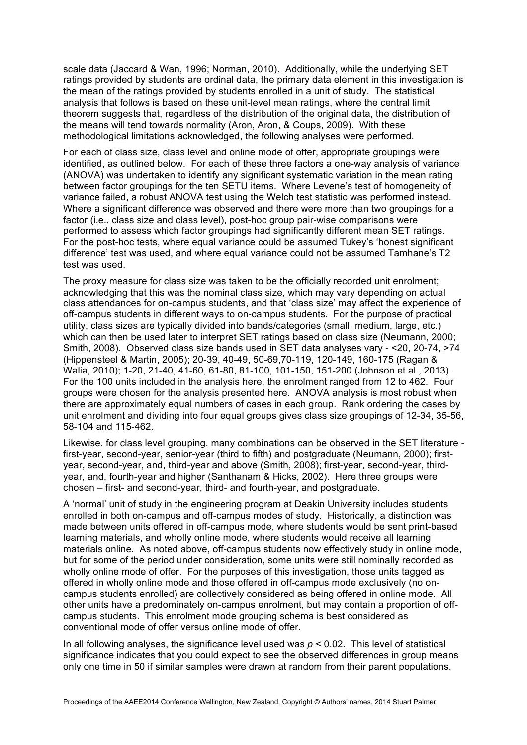scale data (Jaccard & Wan, 1996; Norman, 2010). Additionally, while the underlying SET ratings provided by students are ordinal data, the primary data element in this investigation is the mean of the ratings provided by students enrolled in a unit of study. The statistical analysis that follows is based on these unit-level mean ratings, where the central limit theorem suggests that, regardless of the distribution of the original data, the distribution of the means will tend towards normality (Aron, Aron, & Coups, 2009). With these methodological limitations acknowledged, the following analyses were performed.

For each of class size, class level and online mode of offer, appropriate groupings were identified, as outlined below. For each of these three factors a one-way analysis of variance (ANOVA) was undertaken to identify any significant systematic variation in the mean rating between factor groupings for the ten SETU items. Where Levene's test of homogeneity of variance failed, a robust ANOVA test using the Welch test statistic was performed instead. Where a significant difference was observed and there were more than two groupings for a factor (i.e., class size and class level), post-hoc group pair-wise comparisons were performed to assess which factor groupings had significantly different mean SET ratings. For the post-hoc tests, where equal variance could be assumed Tukey's 'honest significant difference' test was used, and where equal variance could not be assumed Tamhane's T2 test was used.

The proxy measure for class size was taken to be the officially recorded unit enrolment; acknowledging that this was the nominal class size, which may vary depending on actual class attendances for on-campus students, and that 'class size' may affect the experience of off-campus students in different ways to on-campus students. For the purpose of practical utility, class sizes are typically divided into bands/categories (small, medium, large, etc.) which can then be used later to interpret SET ratings based on class size (Neumann, 2000; Smith, 2008). Observed class size bands used in SET data analyses vary - <20, 20-74, >74 (Hippensteel & Martin, 2005); 20-39, 40-49, 50-69,70-119, 120-149, 160-175 (Ragan & Walia, 2010); 1-20, 21-40, 41-60, 61-80, 81-100, 101-150, 151-200 (Johnson et al., 2013). For the 100 units included in the analysis here, the enrolment ranged from 12 to 462. Four groups were chosen for the analysis presented here. ANOVA analysis is most robust when there are approximately equal numbers of cases in each group. Rank ordering the cases by unit enrolment and dividing into four equal groups gives class size groupings of 12-34, 35-56, 58-104 and 115-462.

Likewise, for class level grouping, many combinations can be observed in the SET literature - first-year, second-year, senior-year (third to fifth) and postgraduate (Neumann, 2000); first-year, second-year, and, third-year and above (Smith, 2008); first-year, second-year, third-year, and, fourth-year and higher (Santhanam & Hicks, 2002). Here three groups were chosen – first- and second-year, third- and fourth-year, and postgraduate.

A 'normal' unit of study in the engineering program at Deakin University includes students enrolled in both on-campus and off-campus modes of study. Historically, a distinction was made between units offered in off-campus mode, where students would be sent print-based learning materials, and wholly online mode, where students would receive all learning materials online. As noted above, off-campus students now effectively study in online mode, but for some of the period under consideration, some units were still nominally recorded as wholly online mode of offer. For the purposes of this investigation, those units tagged as offered in wholly online mode and those offered in off-campus mode exclusively (no on-campus students enrolled) are collectively considered as being offered in online mode. All other units have a predominately on-campus enrolment, but may contain a proportion of off-campus students. This enrolment mode grouping schema is best considered as conventional mode of offer versus online mode of offer.

In all following analyses, the significance level used was $p < 0.02$. This level of statistical significance indicates that you could expect to see the observed differences in group means only one time in 50 if similar samples were drawn at random from their parent populations.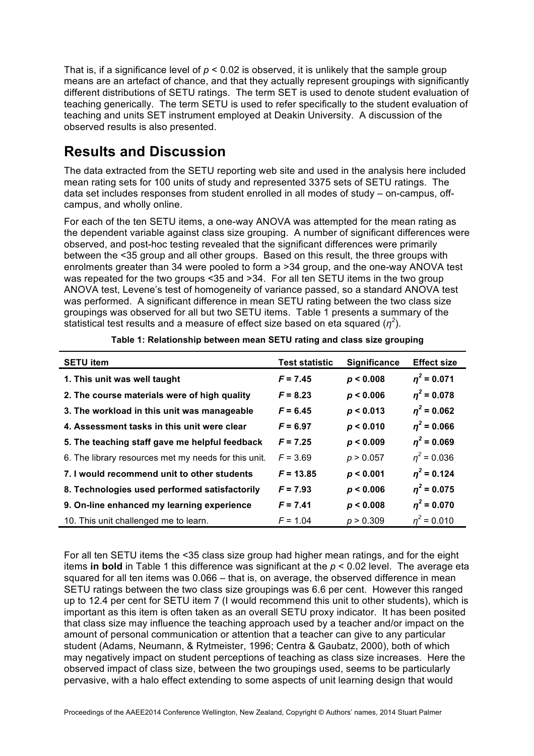That is, if a significance level of $p < 0.02$ is observed, it is unlikely that the sample group means are an artefact of chance, and that they actually represent groupings with significantly different distributions of SETU ratings. The term SET is used to denote student evaluation of teaching generically. The term SETU is used to refer specifically to the student evaluation of teaching and units SET instrument employed at Deakin University. A discussion of the observed results is also presented.

# Results and Discussion

The data extracted from the SETU reporting web site and used in the analysis here included mean rating sets for 100 units of study and represented 3375 sets of SETU ratings. The data set includes responses from student enrolled in all modes of study – on-campus, off-campus, and wholly online.

For each of the ten SETU items, a one-way ANOVA was attempted for the mean rating as the dependent variable against class size grouping. A number of significant differences were observed, and post-hoc testing revealed that the significant differences were primarily between the <35 group and all other groups. Based on this result, the three groups with enrolments greater than 34 were pooled to form a >34 group, and the one-way ANOVA test was repeated for the two groups <35 and >34. For all ten SETU items in the two group ANOVA test, Levene's test of homogeneity of variance passed, so a standard ANOVA test was performed. A significant difference in mean SETU rating between the two class size groupings was observed for all but two SETU items. Table 1 presents a summary of the statistical test results and a measure of effect size based on eta squared ($\eta^2$).

**Table 1: Relationship between mean SETU rating and class size grouping**

| SETU item | Test statistic | Significance | Effect size |
|---|---|---|---|
| **1. This unit was well taught** | $F = 7.45$ | $p < 0.008$ | $\eta^2 = 0.071$ |
| **2. The course materials were of high quality** | $F = 8.23$ | $p < 0.006$ | $\eta^2 = 0.078$ |
| **3. The workload in this unit was manageable** | $F = 6.45$ | $p < 0.013$ | $\eta^2 = 0.062$ |
| **4. Assessment tasks in this unit were clear** | $F = 6.97$ | $p < 0.010$ | $\eta^2 = 0.066$ |
| **5. The teaching staff gave me helpful feedback** | $F = 7.25$ | $p < 0.009$ | $\eta^2 = 0.069$ |
| 6. The library resources met my needs for this unit. | $F = 3.69$ | $p > 0.057$ | $\eta^2 = 0.036$ |
| **7. I would recommend unit to other students** | $F = 13.85$ | $p < 0.001$ | $\eta^2 = 0.124$ |
| **8. Technologies used performed satisfactorily** | $F = 7.93$ | $p < 0.006$ | $\eta^2 = 0.075$ |
| **9. On-line enhanced my learning experience** | $F = 7.41$ | $p < 0.008$ | $\eta^2 = 0.070$ |
| 10. This unit challenged me to learn. | $F = 1.04$ | $p > 0.309$ | $\eta^2 = 0.010$ |

For all ten SETU items the <35 class size group had higher mean ratings, and for the eight items **in bold** in Table 1 this difference was significant at the $p < 0.02$ level. The average eta squared for all ten items was 0.066 – that is, on average, the observed difference in mean SETU ratings between the two class size groupings was 6.6 per cent. However this ranged up to 12.4 per cent for SETU item 7 (I would recommend this unit to other students), which is important as this item is often taken as an overall SETU proxy indicator. It has been posited that class size may influence the teaching approach used by a teacher and/or impact on the amount of personal communication or attention that a teacher can give to any particular student (Adams, Neumann, & Rytmeister, 1996; Centra & Gaubatz, 2000), both of which may negatively impact on student perceptions of teaching as class size increases. Here the observed impact of class size, between the two groupings used, seems to be particularly pervasive, with a halo effect extending to some aspects of unit learning design that would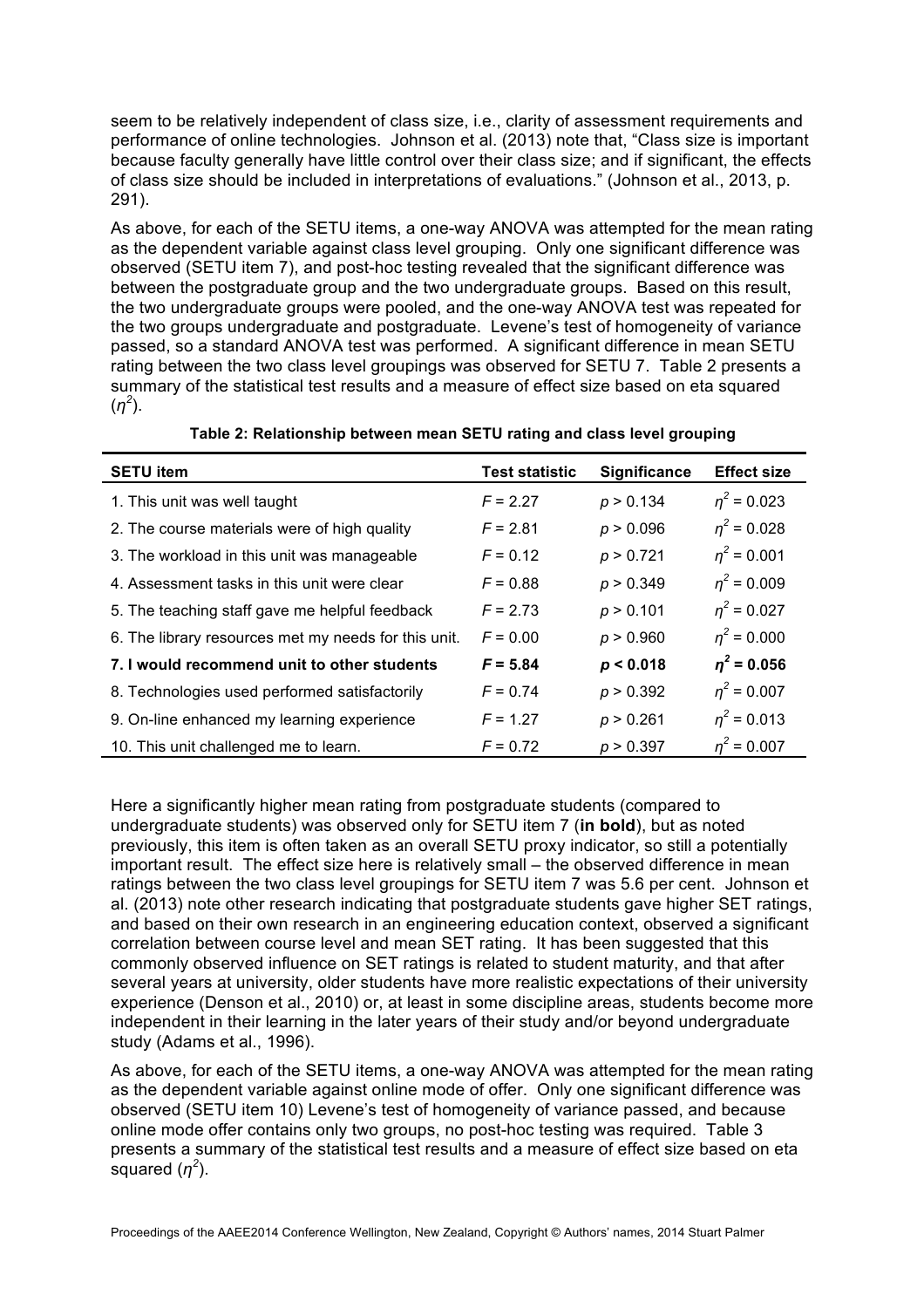seem to be relatively independent of class size, i.e., clarity of assessment requirements and performance of online technologies. Johnson et al. (2013) note that, "Class size is important because faculty generally have little control over their class size; and if significant, the effects of class size should be included in interpretations of evaluations." (Johnson et al., 2013, p. 291).

As above, for each of the SETU items, a one-way ANOVA was attempted for the mean rating as the dependent variable against class level grouping. Only one significant difference was observed (SETU item 7), and post-hoc testing revealed that the significant difference was between the postgraduate group and the two undergraduate groups. Based on this result, the two undergraduate groups were pooled, and the one-way ANOVA test was repeated for the two groups undergraduate and postgraduate. Levene's test of homogeneity of variance passed, so a standard ANOVA test was performed. A significant difference in mean SETU rating between the two class level groupings was observed for SETU 7. Table 2 presents a summary of the statistical test results and a measure of effect size based on eta squared ($\eta^2$).

**Table 2: Relationship between mean SETU rating and class level grouping**

| SETU item | Test statistic | Significance | Effect size |
|---|---|---|---|
| 1. This unit was well taught | $F = 2.27$ | $p > 0.134$ | $\eta^2 = 0.023$ |
| 2. The course materials were of high quality | $F = 2.81$ | $p > 0.096$ | $\eta^2 = 0.028$ |
| 3. The workload in this unit was manageable | $F = 0.12$ | $p > 0.721$ | $\eta^2 = 0.001$ |
| 4. Assessment tasks in this unit were clear | $F = 0.88$ | $p > 0.349$ | $\eta^2 = 0.009$ |
| 5. The teaching staff gave me helpful feedback | $F = 2.73$ | $p > 0.101$ | $\eta^2 = 0.027$ |
| 6. The library resources met my needs for this unit. | $F = 0.00$ | $p > 0.960$ | $\eta^2 = 0.000$ |
| **7. I would recommend unit to other students** | $\mathbf{F = 5.84}$ | $\mathbf{p < 0.018}$ | $\boldsymbol{\eta^2 = 0.056}$ |
| 8. Technologies used performed satisfactorily | $F = 0.74$ | $p > 0.392$ | $\eta^2 = 0.007$ |
| 9. On-line enhanced my learning experience | $F = 1.27$ | $p > 0.261$ | $\eta^2 = 0.013$ |
| 10. This unit challenged me to learn. | $F = 0.72$ | $p > 0.397$ | $\eta^2 = 0.007$ |

Here a significantly higher mean rating from postgraduate students (compared to undergraduate students) was observed only for SETU item 7 (**in bold**), but as noted previously, this item is often taken as an overall SETU proxy indicator, so still a potentially important result. The effect size here is relatively small – the observed difference in mean ratings between the two class level groupings for SETU item 7 was 5.6 per cent. Johnson et al. (2013) note other research indicating that postgraduate students gave higher SET ratings, and based on their own research in an engineering education context, observed a significant correlation between course level and mean SET rating. It has been suggested that this commonly observed influence on SET ratings is related to student maturity, and that after several years at university, older students have more realistic expectations of their university experience (Denson et al., 2010) or, at least in some discipline areas, students become more independent in their learning in the later years of their study and/or beyond undergraduate study (Adams et al., 1996).

As above, for each of the SETU items, a one-way ANOVA was attempted for the mean rating as the dependent variable against online mode of offer. Only one significant difference was observed (SETU item 10) Levene's test of homogeneity of variance passed, and because online mode offer contains only two groups, no post-hoc testing was required. Table 3 presents a summary of the statistical test results and a measure of effect size based on eta squared ($\eta^2$).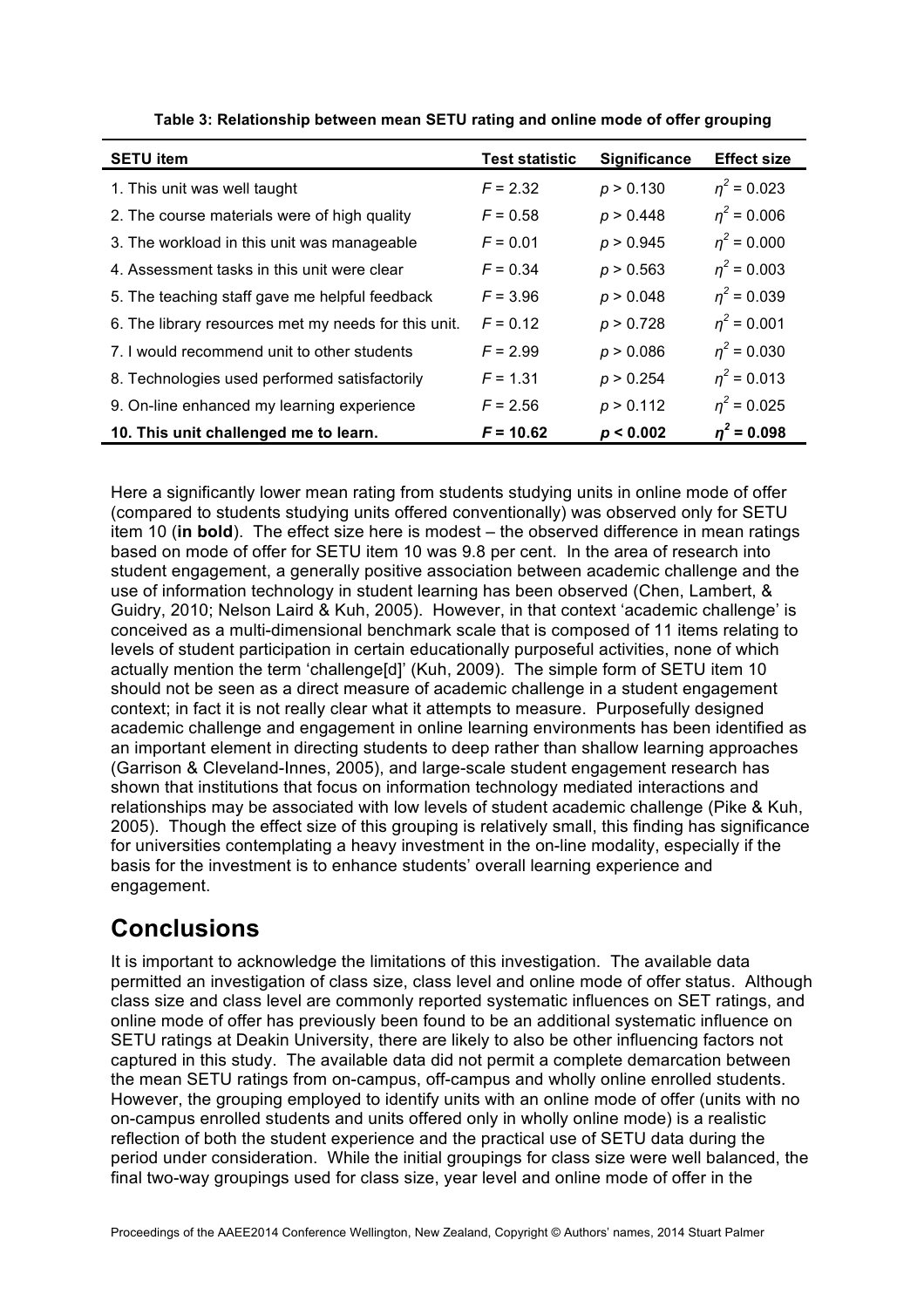**Table 3: Relationship between mean SETU rating and online mode of offer grouping**

| SETU item | Test statistic | Significance | Effect size |
|---|---|---|---|
| 1. This unit was well taught | $F = 2.32$ | $p > 0.130$ | $\eta^2 = 0.023$ |
| 2. The course materials were of high quality | $F = 0.58$ | $p > 0.448$ | $\eta^2 = 0.006$ |
| 3. The workload in this unit was manageable | $F = 0.01$ | $p > 0.945$ | $\eta^2 = 0.000$ |
| 4. Assessment tasks in this unit were clear | $F = 0.34$ | $p > 0.563$ | $\eta^2 = 0.003$ |
| 5. The teaching staff gave me helpful feedback | $F = 3.96$ | $p > 0.048$ | $\eta^2 = 0.039$ |
| 6. The library resources met my needs for this unit. | $F = 0.12$ | $p > 0.728$ | $\eta^2 = 0.001$ |
| 7. I would recommend unit to other students | $F = 2.99$ | $p > 0.086$ | $\eta^2 = 0.030$ |
| 8. Technologies used performed satisfactorily | $F = 1.31$ | $p > 0.254$ | $\eta^2 = 0.013$ |
| 9. On-line enhanced my learning experience | $F = 2.56$ | $p > 0.112$ | $\eta^2 = 0.025$ |
| **10. This unit challenged me to learn.** | $\mathbf{F = 10.62}$ | $\mathbf{p < 0.002}$ | $\boldsymbol{\eta^2 = 0.098}$ |

Here a significantly lower mean rating from students studying units in online mode of offer (compared to students studying units offered conventionally) was observed only for SETU item 10 (**in bold**). The effect size here is modest – the observed difference in mean ratings based on mode of offer for SETU item 10 was 9.8 per cent. In the area of research into student engagement, a generally positive association between academic challenge and the use of information technology in student learning has been observed (Chen, Lambert, & Guidry, 2010; Nelson Laird & Kuh, 2005). However, in that context 'academic challenge' is conceived as a multi-dimensional benchmark scale that is composed of 11 items relating to levels of student participation in certain educationally purposeful activities, none of which actually mention the term 'challenge[d]' (Kuh, 2009). The simple form of SETU item 10 should not be seen as a direct measure of academic challenge in a student engagement context; in fact it is not really clear what it attempts to measure. Purposefully designed academic challenge and engagement in online learning environments has been identified as an important element in directing students to deep rather than shallow learning approaches (Garrison & Cleveland-Innes, 2005), and large-scale student engagement research has shown that institutions that focus on information technology mediated interactions and relationships may be associated with low levels of student academic challenge (Pike & Kuh, 2005). Though the effect size of this grouping is relatively small, this finding has significance for universities contemplating a heavy investment in the on-line modality, especially if the basis for the investment is to enhance students' overall learning experience and engagement.

# Conclusions

It is important to acknowledge the limitations of this investigation. The available data permitted an investigation of class size, class level and online mode of offer status. Although class size and class level are commonly reported systematic influences on SET ratings, and online mode of offer has previously been found to be an additional systematic influence on SETU ratings at Deakin University, there are likely to also be other influencing factors not captured in this study. The available data did not permit a complete demarcation between the mean SETU ratings from on-campus, off-campus and wholly online enrolled students. However, the grouping employed to identify units with an online mode of offer (units with no on-campus enrolled students and units offered only in wholly online mode) is a realistic reflection of both the student experience and the practical use of SETU data during the period under consideration. While the initial groupings for class size were well balanced, the final two-way groupings used for class size, year level and online mode of offer in the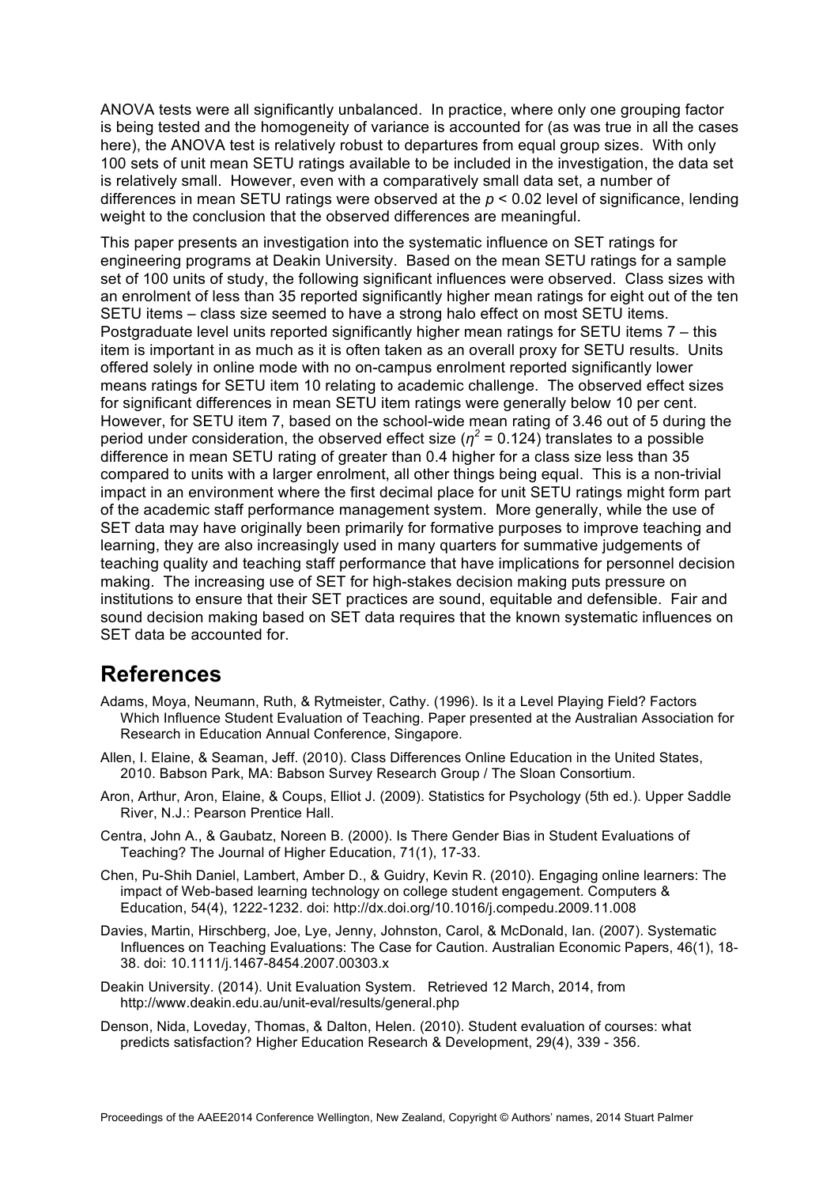ANOVA tests were all significantly unbalanced. In practice, where only one grouping factor is being tested and the homogeneity of variance is accounted for (as was true in all the cases here), the ANOVA test is relatively robust to departures from equal group sizes. With only 100 sets of unit mean SETU ratings available to be included in the investigation, the data set is relatively small. However, even with a comparatively small data set, a number of differences in mean SETU ratings were observed at the $p < 0.02$ level of significance, lending weight to the conclusion that the observed differences are meaningful.

This paper presents an investigation into the systematic influence on SET ratings for engineering programs at Deakin University. Based on the mean SETU ratings for a sample set of 100 units of study, the following significant influences were observed. Class sizes with an enrolment of less than 35 reported significantly higher mean ratings for eight out of the ten SETU items – class size seemed to have a strong halo effect on most SETU items. Postgraduate level units reported significantly higher mean ratings for SETU items 7 – this item is important in as much as it is often taken as an overall proxy for SETU results. Units offered solely in online mode with no on-campus enrolment reported significantly lower means ratings for SETU item 10 relating to academic challenge. The observed effect sizes for significant differences in mean SETU item ratings were generally below 10 per cent. However, for SETU item 7, based on the school-wide mean rating of 3.46 out of 5 during the period under consideration, the observed effect size ($\eta^2 = 0.124$) translates to a possible difference in mean SETU rating of greater than 0.4 higher for a class size less than 35 compared to units with a larger enrolment, all other things being equal. This is a non-trivial impact in an environment where the first decimal place for unit SETU ratings might form part of the academic staff performance management system. More generally, while the use of SET data may have originally been primarily for formative purposes to improve teaching and learning, they are also increasingly used in many quarters for summative judgements of teaching quality and teaching staff performance that have implications for personnel decision making. The increasing use of SET for high-stakes decision making puts pressure on institutions to ensure that their SET practices are sound, equitable and defensible. Fair and sound decision making based on SET data requires that the known systematic influences on SET data be accounted for.

## References

Adams, Moya, Neumann, Ruth, & Rytmeister, Cathy. (1996). Is it a Level Playing Field? Factors Which Influence Student Evaluation of Teaching. Paper presented at the Australian Association for Research in Education Annual Conference, Singapore.

Allen, I. Elaine, & Seaman, Jeff. (2010). Class Differences Online Education in the United States, 2010. Babson Park, MA: Babson Survey Research Group / The Sloan Consortium.

Aron, Arthur, Aron, Elaine, & Coups, Elliot J. (2009). Statistics for Psychology (5th ed.). Upper Saddle River, N.J.: Pearson Prentice Hall.

Centra, John A., & Gaubatz, Noreen B. (2000). Is There Gender Bias in Student Evaluations of Teaching? The Journal of Higher Education, 71(1), 17-33.

Chen, Pu-Shih Daniel, Lambert, Amber D., & Guidry, Kevin R. (2010). Engaging online learners: The impact of Web-based learning technology on college student engagement. Computers & Education, 54(4), 1222-1232. doi: http://dx.doi.org/10.1016/j.compedu.2009.11.008

Davies, Martin, Hirschberg, Joe, Lye, Jenny, Johnston, Carol, & McDonald, Ian. (2007). Systematic Influences on Teaching Evaluations: The Case for Caution. Australian Economic Papers, 46(1), 18-38. doi: 10.1111/j.1467-8454.2007.00303.x

Deakin University. (2014). Unit Evaluation System. Retrieved 12 March, 2014, from http://www.deakin.edu.au/unit-eval/results/general.php

Denson, Nida, Loveday, Thomas, & Dalton, Helen. (2010). Student evaluation of courses: what predicts satisfaction? Higher Education Research & Development, 29(4), 339 - 356.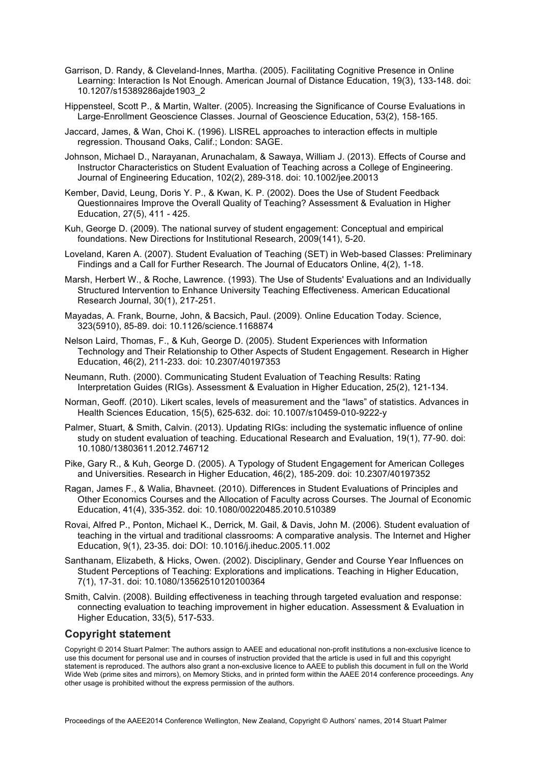Garrison, D. Randy, & Cleveland-Innes, Martha. (2005). Facilitating Cognitive Presence in Online Learning: Interaction Is Not Enough. American Journal of Distance Education, 19(3), 133-148. doi: 10.1207/s15389286ajde1903_2

Hippensteel, Scott P., & Martin, Walter. (2005). Increasing the Significance of Course Evaluations in Large-Enrollment Geoscience Classes. Journal of Geoscience Education, 53(2), 158-165.

Jaccard, James, & Wan, Choi K. (1996). LISREL approaches to interaction effects in multiple regression. Thousand Oaks, Calif.; London: SAGE.

Johnson, Michael D., Narayanan, Arunachalam, & Sawaya, William J. (2013). Effects of Course and Instructor Characteristics on Student Evaluation of Teaching across a College of Engineering. Journal of Engineering Education, 102(2), 289-318. doi: 10.1002/jee.20013

Kember, David, Leung, Doris Y. P., & Kwan, K. P. (2002). Does the Use of Student Feedback Questionnaires Improve the Overall Quality of Teaching? Assessment & Evaluation in Higher Education, 27(5), 411 - 425.

Kuh, George D. (2009). The national survey of student engagement: Conceptual and empirical foundations. New Directions for Institutional Research, 2009(141), 5-20.

Loveland, Karen A. (2007). Student Evaluation of Teaching (SET) in Web-based Classes: Preliminary Findings and a Call for Further Research. The Journal of Educators Online, 4(2), 1-18.

Marsh, Herbert W., & Roche, Lawrence. (1993). The Use of Students' Evaluations and an Individually Structured Intervention to Enhance University Teaching Effectiveness. American Educational Research Journal, 30(1), 217-251.

Mayadas, A. Frank, Bourne, John, & Bacsich, Paul. (2009). Online Education Today. Science, 323(5910), 85-89. doi: 10.1126/science.1168874

Nelson Laird, Thomas, F., & Kuh, George D. (2005). Student Experiences with Information Technology and Their Relationship to Other Aspects of Student Engagement. Research in Higher Education, 46(2), 211-233. doi: 10.2307/40197353

Neumann, Ruth. (2000). Communicating Student Evaluation of Teaching Results: Rating Interpretation Guides (RIGs). Assessment & Evaluation in Higher Education, 25(2), 121-134.

Norman, Geoff. (2010). Likert scales, levels of measurement and the "laws" of statistics. Advances in Health Sciences Education, 15(5), 625-632. doi: 10.1007/s10459-010-9222-y

Palmer, Stuart, & Smith, Calvin. (2013). Updating RIGs: including the systematic influence of online study on student evaluation of teaching. Educational Research and Evaluation, 19(1), 77-90. doi: 10.1080/13803611.2012.746712

Pike, Gary R., & Kuh, George D. (2005). A Typology of Student Engagement for American Colleges and Universities. Research in Higher Education, 46(2), 185-209. doi: 10.2307/40197352

Ragan, James F., & Walia, Bhavneet. (2010). Differences in Student Evaluations of Principles and Other Economics Courses and the Allocation of Faculty across Courses. The Journal of Economic Education, 41(4), 335-352. doi: 10.1080/00220485.2010.510389

Rovai, Alfred P., Ponton, Michael K., Derrick, M. Gail, & Davis, John M. (2006). Student evaluation of teaching in the virtual and traditional classrooms: A comparative analysis. The Internet and Higher Education, 9(1), 23-35. doi: DOI: 10.1016/j.iheduc.2005.11.002

Santhanam, Elizabeth, & Hicks, Owen. (2002). Disciplinary, Gender and Course Year Influences on Student Perceptions of Teaching: Explorations and implications. Teaching in Higher Education, 7(1), 17-31. doi: 10.1080/13562510120100364

Smith, Calvin. (2008). Building effectiveness in teaching through targeted evaluation and response: connecting evaluation to teaching improvement in higher education. Assessment & Evaluation in Higher Education, 33(5), 517-533.

## Copyright statement

Copyright © 2014 Stuart Palmer: The authors assign to AAEE and educational non-profit institutions a non-exclusive licence to use this document for personal use and in courses of instruction provided that the article is used in full and this copyright statement is reproduced. The authors also grant a non-exclusive licence to AAEE to publish this document in full on the World Wide Web (prime sites and mirrors), on Memory Sticks, and in printed form within the AAEE 2014 conference proceedings. Any other usage is prohibited without the express permission of the authors.